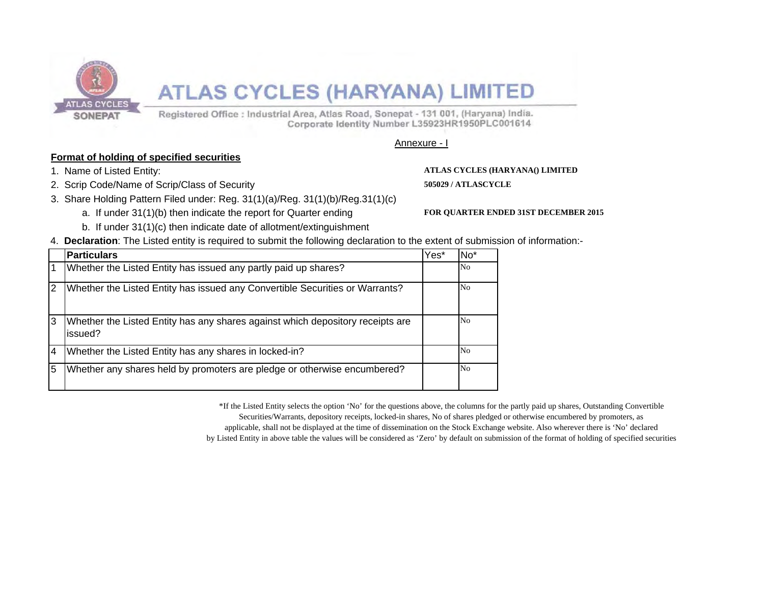# ATLAS CYCLES (HARYANA) LIMITED

Registered Office : Industrial Area, Atlas Road, Sonepat - 131 001, (Haryana) India.
Corporate Identity Number L35923HR1950PLC001614

Annexure - I

**Format of holding of specified securities**

1. Name of Listed Entity: **ATLAS CYCLES (HARYANA() LIMITED**
2. Scrip Code/Name of Scrip/Class of Security **505029 / ATLASCYCLE**
3. Share Holding Pattern Filed under: Reg. 31(1)(a)/Reg. 31(1)(b)/Reg.31(1)(c)
   a. If under 31(1)(b) then indicate the report for Quarter ending **FOR QUARTER ENDED 31ST DECEMBER 2015**
   b. If under 31(1)(c) then indicate date of allotment/extinguishment
4. **Declaration**: The Listed entity is required to submit the following declaration to the extent of submission of information:-

| | Particulars | Yes* | No* |
|---|---|---|---|
| 1 | Whether the Listed Entity has issued any partly paid up shares? | | No |
| 2 | Whether the Listed Entity has issued any Convertible Securities or Warrants? | | No |
| 3 | Whether the Listed Entity has any shares against which depository receipts are issued? | | No |
| 4 | Whether the Listed Entity has any shares in locked-in? | | No |
| 5 | Whether any shares held by promoters are pledge or otherwise encumbered? | | No |

*If the Listed Entity selects the option 'No' for the questions above, the columns for the partly paid up shares, Outstanding Convertible Securities/Warrants, depository receipts, locked-in shares, No of shares pledged or otherwise encumbered by promoters, as applicable, shall not be displayed at the time of dissemination on the Stock Exchange website. Also wherever there is 'No' declared by Listed Entity in above table the values will be considered as 'Zero' by default on submission of the format of holding of specified securities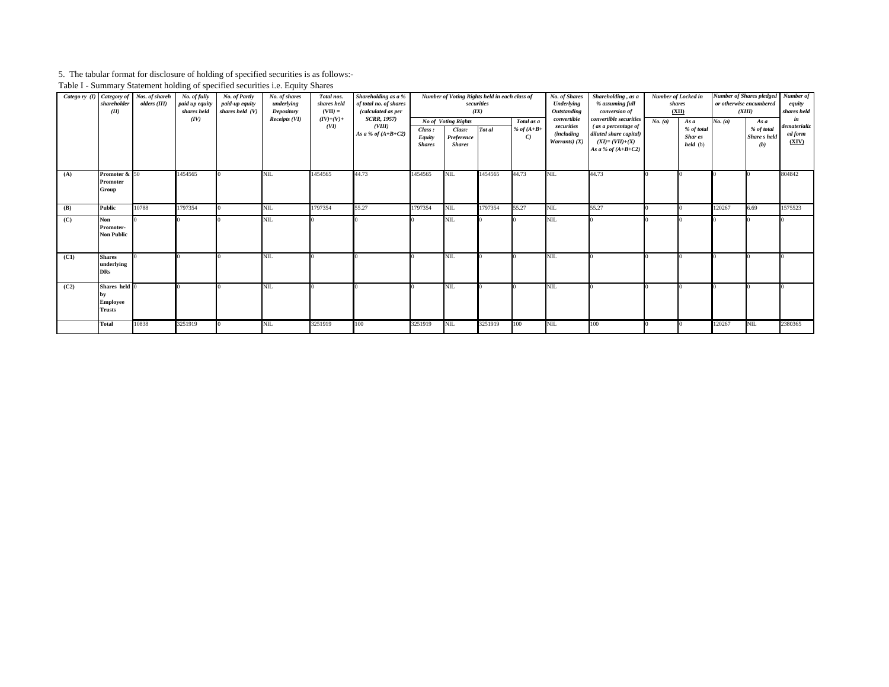5. The tabular format for disclosure of holding of specified securities is as follows:-

Table I - Summary Statement holding of specified securities i.e. Equity Shares

| *Category (I)* | *Category of shareholder (II)* | *Nos. of shareholders (III)* | *No. of fully paid up equity shares held (IV)* | *No. of Partly paid-up equity shares held (V)* | *No. of shares underlying Depository Receipts (VI)* | *Total nos. shares held (VII) = (IV)+(V)+ (VI)* | *Shareholding as a % of total no. of shares (calculated as per SCRR, 1957) (VIII) As a % of (A+B+C2)* | *Number of Voting Rights held in each class of securities (IX)* | | | | *No. of Shares Underlying Outstanding convertible securities (including Warrants) (X)* | *Shareholding , as a % assuming full conversion of convertible securities ( as a percentage of diluted share capital) (XI)= (VII)+(X) As a % of (A+B+C2)* | *Number of Locked in shares (XII)* | | *Number of Shares pledged or otherwise encumbered (XIII)* | | *Number of equity shares held in dematerialized form (XIV)* |
|---|---|---|---|---|---|---|---|---|---|---|---|---|---|---|---|---|---|---|
| | | | | | | | | *No of Voting Rights* | | | *Total as a % of (A+B+ C)* | | | *No. (a)* | *As a % of total Shares held (b)* | *No. (a)* | *As a % of total Shares held (b)* | |
| | | | | | | | | *Class : Equity Shares* | *Class: Preference Shares* | *Total* | | | | | | | | |
| **(A)** | **Promoter & Promoter Group** | 50 | 1454565 | 0 | NIL | 1454565 | 44.73 | 1454565 | NIL | 1454565 | 44.73 | NIL | 44.73 | 0 | 0 | 0 | 0 | 804842 |
| **(B)** | **Public** | 10788 | 1797354 | 0 | NIL | 1797354 | 55.27 | 1797354 | NIL | 1797354 | 55.27 | NIL | 55.27 | 0 | 0 | 120267 | 6.69 | 1575523 |
| **(C)** | **Non Promoter- Non Public** | 0 | 0 | 0 | NIL | 0 | 0 | 0 | NIL | 0 | 0 | NIL | 0 | 0 | 0 | 0 | 0 | 0 |
| **(C1)** | **Shares underlying DRs** | 0 | 0 | 0 | NIL | 0 | 0 | 0 | NIL | 0 | 0 | NIL | 0 | 0 | 0 | 0 | 0 | 0 |
| **(C2)** | **Shares held by Employee Trusts** | 0 | 0 | 0 | NIL | 0 | 0 | 0 | NIL | 0 | 0 | NIL | 0 | 0 | 0 | 0 | 0 | 0 |
| | **Total** | 10838 | 3251919 | 0 | NIL | 3251919 | 100 | 3251919 | NIL | 3251919 | 100 | NIL | 100 | 0 | 0 | 120267 | NIL | 2380365 |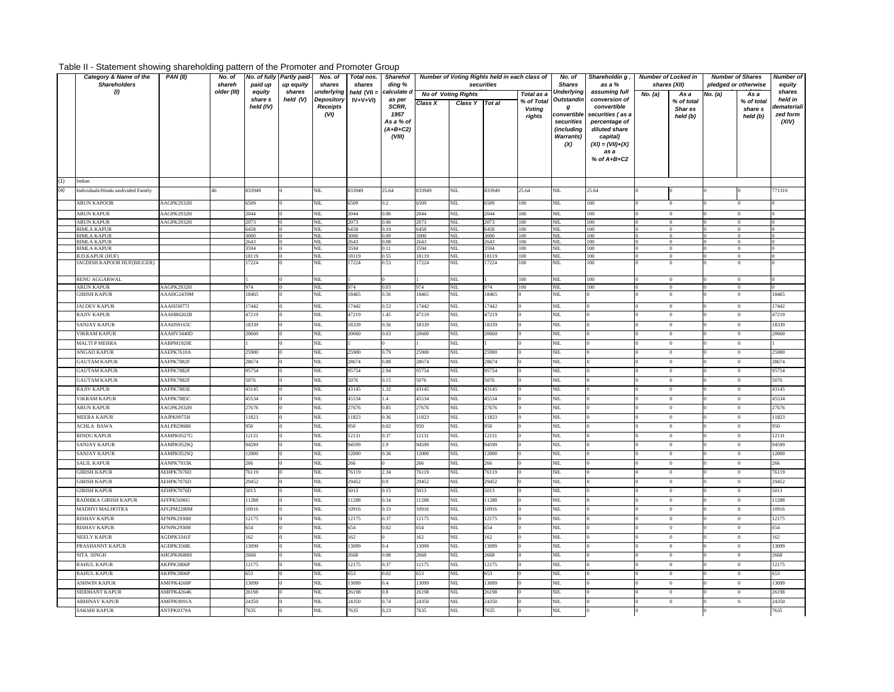Table II - Statement showing shareholding pattern of the Promoter and Promoter Group

| | Category & Name of the Shareholders (I) | PAN (II) | No. of shareholder (III) | No. of fully paid up equity share s held (IV) | Partly paid-up equity shares held (V) | Nos. of shares underlying Depository Receipts (VI) | Total nos. shares held (VII = IV+V+VI) | Shareholding % calculated as per SCRR, 1957 As a % of (A+B+C2) (VIII) | Number of Voting Rights held in each class of securities | | | | No. of Shares Underlying Outstanding convertible securities (including Warrants) (X) | Shareholding , as a % assuming full conversion of convertible securities ( as a percentage of diluted share capital) (XI) = (VII)+(X) as a % of A+B+C2 | Number of Locked in shares (XII) | | Number of Shares pledged or otherwise | | Number of equity shares held in dematerialized form (XIV) |
|---|---|---|---|---|---|---|---|---|---|---|---|---|---|---|---|---|---|---|---|
| | | | | | | | | | No of Voting Rights | | | Total as a % of Total Voting rights | | | No. (a) | As a % of total Shares held (b) | No. (a) | As a % of total share s held (b) | |
| | | | | | | | | | Class X | Class Y | Total | | | | | | | | |
| (1) | Indian | | | | | | | | | | | | | | | | | | |
| (a) | Individuals/Hindu undivided Family | | 46 | 833949 | 0 | NIL | 833949 | 25.64 | 833949 | NIL | 833949 | 25.64 | NIL | 25.64 | 0 | 0 | 0 | 0 | 771310 |
| | ARUN KAPOOR | AAGPK2932H | | 6509 | 0 | NIL | 6509 | 0.2 | 6509 | NIL | 6509 | 100 | NIL | 100 | 0 | 0 | 0 | 0 | 0 |
| | ARUN KAPUR | AAGPK2932H | | 2044 | 0 | NIL | 2044 | 0.06 | 2044 | NIL | 2044 | 100 | NIL | 100 | 0 | 0 | 0 | 0 | 0 |
| | ARUN KAPUR | AAGPK2932H | | 2073 | 0 | NIL | 2073 | 0.06 | 2073 | NIL | 2073 | 100 | NIL | 100 | 0 | 0 | 0 | 0 | 0 |
| | BIMLA KAPUR | | | 6458 | 0 | NIL | 6458 | 0.19 | 6458 | NIL | 6458 | 100 | NIL | 100 | 0 | 0 | 0 | 0 | 0 |
| | BIMLA KAPUR | | | 3000 | 0 | NIL | 3000 | 0.09 | 3000 | NIL | 3000 | 100 | NIL | 100 | 0 | 0 | 0 | 0 | 0 |
| | BIMLA KAPUR | | | 2643 | 0 | NIL | 2643 | 0.08 | 2643 | NIL | 2643 | 100 | NIL | 100 | 0 | 0 | 0 | 0 | 0 |
| | BIMLA KAPUR | | | 3594 | 0 | NIL | 3594 | 0.11 | 3594 | NIL | 3594 | 100 | NIL | 100 | 0 | 0 | 0 | 0 | 0 |
| | B.D.KAPUR (HUF) | | | 18119 | 0 | NIL | 18119 | 0.55 | 18119 | NIL | 18119 | 100 | NIL | 100 | 0 | 0 | 0 | 0 | 0 |
| | JAGDISH KAPOOR HUF(BIGGER) | | | 17224 | 0 | NIL | 17224 | 0.53 | 17224 | NIL | 17224 | 100 | NIL | 100 | 0 | 0 | 0 | 0 | 0 |
| | RENU AGGARWAL | | | 1 | 0 | NIL | 1 | 0 | 1 | NIL | 1 | 100 | NIL | 100 | 0 | 0 | 0 | 0 | 0 |
| | ARUN KAPUR | AAGPK2932H | | 974 | 0 | NIL | 974 | 0.03 | 974 | NIL | 974 | 100 | NIL | 100 | 0 | 0 | 0 | 0 | 0 |
| | GIRISH KAPUR | AAAHG2439M | | 18465 | 0 | NIL | 18465 | 0.56 | 18465 | NIL | 18465 | 0 | NIL | 0 | 0 | 0 | 0 | 0 | 18465 |
| | JAI DEV KAPUR | AAAHJ3077J | | 17442 | 0 | NIL | 17442 | 0.53 | 17442 | NIL | 17442 | 0 | NIL | 0 | 0 | 0 | 0 | 0 | 17442 |
| | RAJIV KAPUR | AAAHR6202B | | 47219 | 0 | NIL | 47219 | 1.45 | 47219 | NIL | 47219 | 0 | NIL | 0 | 0 | 0 | 0 | 0 | 47219 |
| | SANJAY KAPUR | AAAHS9165C | | 18339 | 0 | NIL | 18339 | 0.56 | 18339 | NIL | 18339 | 0 | NIL | 0 | 0 | 0 | 0 | 0 | 18339 |
| | VIKRAM KAPUR | AAAHV3440D | | 20660 | 0 | NIL | 20660 | 0.63 | 20660 | NIL | 20660 | 0 | NIL | 0 | 0 | 0 | 0 | 0 | 20660 |
| | MALTI P MEHRA | AABPM1920E | | 1 | 0 | NIL | 1 | 0 | 1 | NIL | 1 | 0 | NIL | 0 | 0 | 0 | 0 | 0 | 1 |
| | ANGAD KAPUR | AAEPK7610A | | 25900 | 0 | NIL | 25900 | 0.79 | 25900 | NIL | 25900 | 0 | NIL | 0 | 0 | 0 | 0 | 0 | 25900 |
| | GAUTAM KAPUR | AAFPK7882F | | 28674 | 0 | NIL | 28674 | 0.88 | 28674 | NIL | 28674 | 0 | NIL | 0 | 0 | 0 | 0 | 0 | 28674 |
| | GAUTAM KAPUR | AAFPK7882F | | 95754 | 0 | NIL | 95754 | 2.94 | 95754 | NIL | 95754 | 0 | NIL | 0 | 0 | 0 | 0 | 0 | 95754 |
| | GAUTAM KAPUR | AAFPK7882F | | 5076 | 0 | NIL | 5076 | 0.15 | 5076 | NIL | 5076 | 0 | NIL | 0 | 0 | 0 | 0 | 0 | 5076 |
| | RAJIV KAPUR | AAFPK7883E | | 43145 | 0 | NIL | 43145 | 1.32 | 43145 | NIL | 43145 | 0 | NIL | 0 | 0 | 0 | 0 | 0 | 43145 |
| | VIKRAM KAPUR | AAFPK7885C | | 45534 | 0 | NIL | 45534 | 1.4 | 45534 | NIL | 45534 | 0 | NIL | 0 | 0 | 0 | 0 | 0 | 45534 |
| | ARUN KAPUR | AAGPK2932H | | 27676 | 0 | NIL | 27676 | 0.85 | 27676 | NIL | 27676 | 0 | NIL | 0 | 0 | 0 | 0 | 0 | 27676 |
| | MEERA KAPUR | AAJPK9975H | | 11823 | 0 | NIL | 11823 | 0.36 | 11823 | NIL | 11823 | 0 | NIL | 0 | 0 | 0 | 0 | 0 | 11823 |
| | ACHLA BAWA | AALPB2968H | | 950 | 0 | NIL | 950 | 0.02 | 950 | NIL | 950 | 0 | NIL | 0 | 0 | 0 | 0 | 0 | 950 |
| | BINDU KAPUR | AAMPK0527G | | 12131 | 0 | NIL | 12131 | 0.37 | 12131 | NIL | 12131 | 0 | NIL | 0 | 0 | 0 | 0 | 0 | 12131 |
| | SANJAY KAPUR | AAMPK9529Q | | 94599 | 0 | NIL | 94599 | 2.9 | 94599 | NIL | 94599 | 0 | NIL | 0 | 0 | 0 | 0 | 0 | 94599 |
| | SANJAY KAPUR | AAMPK9529Q | | 12000 | 0 | NIL | 12000 | 0.36 | 12000 | NIL | 12000 | 0 | NIL | 0 | 0 | 0 | 0 | 0 | 12000 |
| | SALIL KAPUR | AANPK7933K | | 266 | 0 | NIL | 266 | 0 | 266 | NIL | 266 | 0 | NIL | 0 | 0 | 0 | 0 | 0 | 266 |
| | GIRISH KAPUR | AEHPK7076D | | 76119 | 0 | NIL | 76119 | 2.34 | 76119 | NIL | 76119 | 0 | NIL | 0 | 0 | 0 | 0 | 0 | 76119 |
| | GIRISH KAPUR | AEHPK7076D | | 29452 | 0 | NIL | 29452 | 0.9 | 29452 | NIL | 29452 | 0 | NIL | 0 | 0 | 0 | 0 | 0 | 29452 |
| | GIRISH KAPUR | AEHPK7076D | | 5013 | 0 | NIL | 5013 | 0.15 | 5013 | NIL | 5013 | 0 | NIL | 0 | 0 | 0 | 0 | 0 | 5013 |
| | RADHIKA GIRISH KAPUR | AFFPK5696G | | 11288 | 0 | NIL | 11288 | 0.34 | 11288 | NIL | 11288 | 0 | NIL | 0 | 0 | 0 | 0 | 0 | 11288 |
| | MADHVI MALHOTRA | AFGPM2280M | | 10916 | 0 | NIL | 10916 | 0.33 | 10916 | NIL | 10916 | 0 | NIL | 0 | 0 | 0 | 0 | 0 | 10916 |
| | RISHAV KAPUR | AFNPK2930H | | 12175 | 0 | NIL | 12175 | 0.37 | 12175 | NIL | 12175 | 0 | NIL | 0 | 0 | 0 | 0 | 0 | 12175 |
| | RISHAV KAPUR | AFNPK2930H | | 654 | 0 | NIL | 654 | 0.02 | 654 | NIL | 654 | 0 | NIL | 0 | 0 | 0 | 0 | 0 | 654 |
| | NEELY KAPUR | AGDPK3341F | | 162 | 0 | NIL | 162 | 0 | 162 | NIL | 162 | 0 | NIL | 0 | 0 | 0 | 0 | 0 | 162 |
| | PRASHANNT KAPUR | AGDPK3568L | | 13099 | 0 | NIL | 13099 | 0.4 | 13099 | NIL | 13099 | 0 | NIL | 0 | 0 | 0 | 0 | 0 | 13099 |
| | SITA SINGH | AHGPK0680H | | 2668 | 0 | NIL | 2668 | 0.08 | 2668 | NIL | 2668 | 0 | NIL | 0 | 0 | 0 | 0 | 0 | 2668 |
| | RAHUL KAPUR | AKPPK3806P | | 12175 | 0 | NIL | 12175 | 0.37 | 12175 | NIL | 12175 | 0 | NIL | 0 | 0 | 0 | 0 | 0 | 12175 |
| | RAHUL KAPUR | AKPPK3806P | | 653 | 0 | NIL | 653 | 0.02 | 653 | NIL | 653 | 0 | NIL | 0 | 0 | 0 | 0 | 0 | 653 |
| | ASHWIN KAPUR | AMFPK4260P | | 13099 | 0 | NIL | 13099 | 0.4 | 13099 | NIL | 13099 | 0 | NIL | 0 | 0 | 0 | 0 | 0 | 13099 |
| | SIDDHANT KAPUR | AMFPK4264K | | 26198 | 0 | NIL | 26198 | 0.8 | 26198 | NIL | 26198 | 0 | NIL | 0 | 0 | 0 | 0 | 0 | 26198 |
| | ABHINAV KAPUR | AMFPK9091A | | 24350 | 0 | NIL | 24350 | 0.74 | 24350 | NIL | 24350 | 0 | NIL | 0 | 0 | 0 | 0 | 0 | 24350 |
| | SAKSHI KAPUR | ANTPK0379A | | 7635 | 0 | NIL | 7635 | 0.23 | 7635 | NIL | 7635 | 0 | NIL | 0 | 0 | | 0 | | 7635 |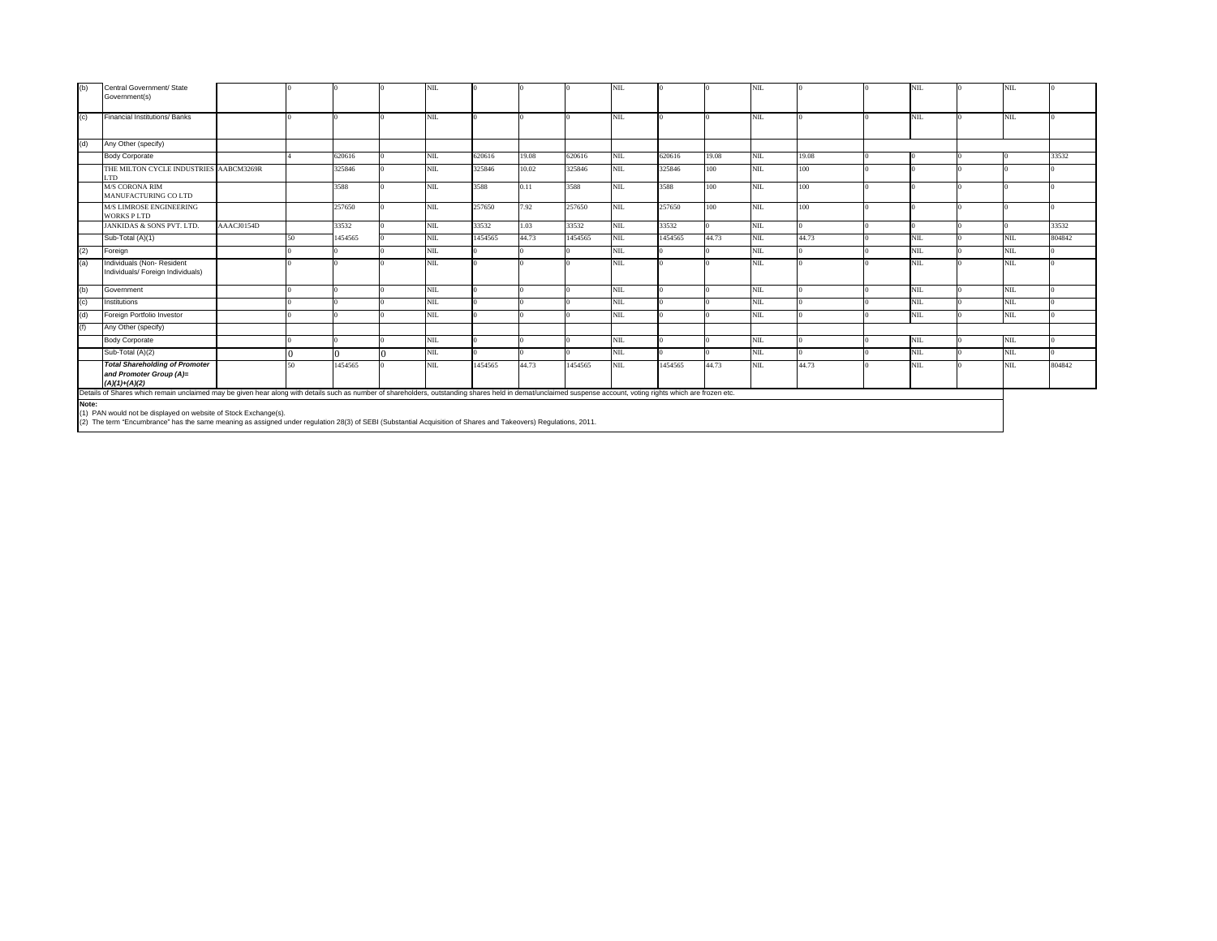| | | | | | | | | | | | | | | | | | | | |
|---|---|---|---|---|---|---|---|---|---|---|---|---|---|---|---|---|---|---|---|
| (b) | Central Government/ State Government(s) | | 0 | 0 | 0 | NIL | 0 | 0 | 0 | NIL | 0 | 0 | NIL | 0 | 0 | NIL | 0 | NIL | 0 |
| (c) | Financial Institutions/ Banks | | 0 | 0 | 0 | NIL | 0 | 0 | 0 | NIL | 0 | 0 | NIL | 0 | 0 | NIL | 0 | NIL | 0 |
| (d) | Any Other (specify) | | | | | | | | | | | | | | | | | | |
| | Body Corporate | | 4 | 620616 | 0 | NIL | 620616 | 19.08 | 620616 | NIL | 620616 | 19.08 | NIL | 19.08 | 0 | 0 | 0 | 0 | 33532 |
| | THE MILTON CYCLE INDUSTRIES LTD | AABCM3269R | | 325846 | 0 | NIL | 325846 | 10.02 | 325846 | NIL | 325846 | 100 | NIL | 100 | 0 | 0 | 0 | 0 | 0 |
| | M/S CORONA RIM MANUFACTURING CO LTD | | | 3588 | 0 | NIL | 3588 | 0.11 | 3588 | NIL | 3588 | 100 | NIL | 100 | 0 | 0 | 0 | 0 | 0 |
| | M/S LIMROSE ENGINEERING WORKS P LTD | | | 257650 | 0 | NIL | 257650 | 7.92 | 257650 | NIL | 257650 | 100 | NIL | 100 | 0 | 0 | 0 | 0 | 0 |
| | JANKIDAS & SONS PVT. LTD. | AAACJ0154D | | 33532 | 0 | NIL | 33532 | 1.03 | 33532 | NIL | 33532 | 0 | NIL | 0 | 0 | 0 | 0 | 0 | 33532 |
| | Sub-Total (A)(1) | | 50 | 1454565 | 0 | NIL | 1454565 | 44.73 | 1454565 | NIL | 1454565 | 44.73 | NIL | 44.73 | 0 | NIL | 0 | NIL | 804842 |
| (2) | Foreign | | 0 | 0 | 0 | NIL | 0 | 0 | 0 | NIL | 0 | 0 | NIL | 0 | 0 | NIL | 0 | NIL | 0 |
| (a) | Individuals (Non- Resident Individuals/ Foreign Individuals) | | 0 | 0 | 0 | NIL | 0 | 0 | 0 | NIL | 0 | 0 | NIL | 0 | 0 | NIL | 0 | NIL | 0 |
| (b) | Government | | 0 | 0 | 0 | NIL | 0 | 0 | 0 | NIL | 0 | 0 | NIL | 0 | 0 | NIL | 0 | NIL | 0 |
| (c) | Institutions | | 0 | 0 | 0 | NIL | 0 | 0 | 0 | NIL | 0 | 0 | NIL | 0 | 0 | NIL | 0 | NIL | 0 |
| (d) | Foreign Portfolio Investor | | 0 | 0 | 0 | NIL | 0 | 0 | 0 | NIL | 0 | 0 | NIL | 0 | 0 | NIL | 0 | NIL | 0 |
| (f) | Any Other (specify) | | | | | | | | | | | | | | | | | | |
| | Body Corporate | | 0 | 0 | 0 | NIL | 0 | 0 | 0 | NIL | 0 | 0 | NIL | 0 | 0 | NIL | 0 | NIL | 0 |
| | Sub-Total (A)(2) | | 0 | 0 | 0 | NIL | 0 | 0 | 0 | NIL | 0 | 0 | NIL | 0 | 0 | NIL | 0 | NIL | 0 |
| | ***Total Shareholding of Promoter and Promoter Group (A)= (A)(1)+(A)(2)*** | | 50 | 1454565 | 0 | NIL | 1454565 | 44.73 | 1454565 | NIL | 1454565 | 44.73 | NIL | 44.73 | 0 | NIL | 0 | NIL | 804842 |

Details of Shares which remain unclaimed may be given hear along with details such as number of shareholders, outstanding shares held in demat/unclaimed suspense account, voting rights which are frozen etc.

**Note:**

(1) PAN would not be displayed on website of Stock Exchange(s).

(2) The term "Encumbrance" has the same meaning as assigned under regulation 28(3) of SEBI (Substantial Acquisition of Shares and Takeovers) Regulations, 2011.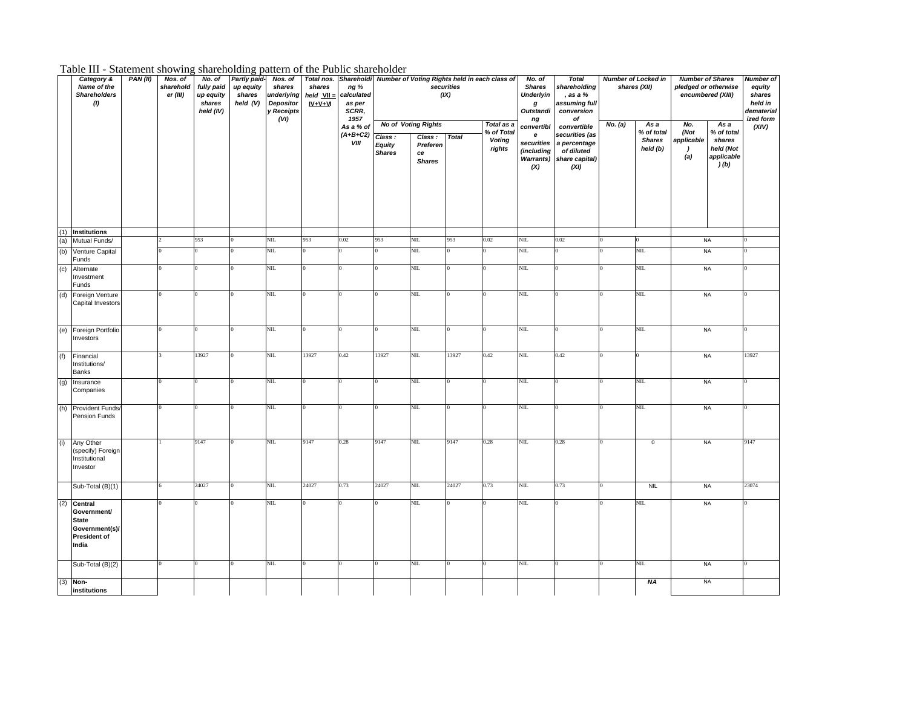Table III - Statement showing shareholding pattern of the Public shareholder

| | Category & Name of the Shareholders (I) | PAN (II) | Nos. of shareholder (III) | No. of fully paid up equity shares held (IV) | Partly paid-up equity shares held (V) | Nos. of shares underlying Depository Receipts (VI) | Total nos. shares held VII = IV+V+VI | Shareholding % calculated as per SCRR, 1957 As a % of (A+B+C2) VIII | Number of Voting Rights held in each class of securities (IX) | | | | No. of Shares Underlying Outstanding convertible securities (including Warrants) (X) | Total shareholding, as a % assuming full conversion of convertible securities (as a percentage of diluted share capital) (XI) | Number of Locked in shares (XII) | | Number of Shares pledged or otherwise encumbered (XIII) | | Number of equity shares held in dematerialized form (XIV) |
|---|---|---|---|---|---|---|---|---|---|---|---|---|---|---|---|---|---|---|---|
| | | | | | | | | | No of Voting Rights | | | Total as a % of Total Voting rights | | | No. (a) | As a % of total Shares held (b) | No. (Not applicable) (a) | As a % of total shares held (Not applicable) (b) | |
| | | | | | | | | | Class : Equity Shares | Class : Preference Shares | Total | | | | | | | | |
| (1) | **Institutions** | | | | | | | | | | | | | | | | | | |
| (a) | Mutual Funds/ | | 2 | 953 | 0 | NIL | 953 | 0.02 | 953 | NIL | 953 | 0.02 | NIL | 0.02 | 0 | 0 | NA | | 0 |
| (b) | Venture Capital Funds | | 0 | 0 | 0 | NIL | 0 | 0 | 0 | NIL | 0 | 0 | NIL | 0 | 0 | NIL | NA | | 0 |
| (c) | Alternate Investment Funds | | 0 | 0 | 0 | NIL | 0 | 0 | 0 | NIL | 0 | 0 | NIL | 0 | 0 | NIL | NA | | 0 |
| (d) | Foreign Venture Capital Investors | | 0 | 0 | 0 | NIL | 0 | 0 | 0 | NIL | 0 | 0 | NIL | 0 | 0 | NIL | NA | | 0 |
| (e) | Foreign Portfolio Investors | | 0 | 0 | 0 | NIL | 0 | 0 | 0 | NIL | 0 | 0 | NIL | 0 | 0 | NIL | NA | | 0 |
| (f) | Financial Institutions/ Banks | | 3 | 13927 | 0 | NIL | 13927 | 0.42 | 13927 | NIL | 13927 | 0.42 | NIL | 0.42 | 0 | 0 | NA | | 13927 |
| (g) | Insurance Companies | | 0 | 0 | 0 | NIL | 0 | 0 | 0 | NIL | 0 | 0 | NIL | 0 | 0 | NIL | NA | | 0 |
| (h) | Provident Funds/ Pension Funds | | 0 | 0 | 0 | NIL | 0 | 0 | 0 | NIL | 0 | 0 | NIL | 0 | 0 | NIL | NA | | 0 |
| (i) | Any Other (specify) Foreign Institutional Investor | | 1 | 9147 | 0 | NIL | 9147 | 0.28 | 9147 | NIL | 9147 | 0.28 | NIL | 0.28 | 0 | 0 | NA | | 9147 |
| | Sub-Total (B)(1) | | 6 | 24027 | 0 | NIL | 24027 | 0.73 | 24027 | NIL | 24027 | 0.73 | NIL | 0.73 | 0 | NIL | NA | | 23074 |
| (2) | **Central Government/ State Government(s)/ President of India** | | 0 | 0 | 0 | NIL | 0 | 0 | 0 | NIL | 0 | 0 | NIL | 0 | 0 | NIL | NA | | 0 |
| | Sub-Total (B)(2) | | 0 | 0 | 0 | NIL | 0 | 0 | 0 | NIL | 0 | 0 | NIL | 0 | 0 | NIL | NA | | 0 |
| (3) | **Non-institutions** | | | | | | | | | | | | | | | *NA* | NA | | |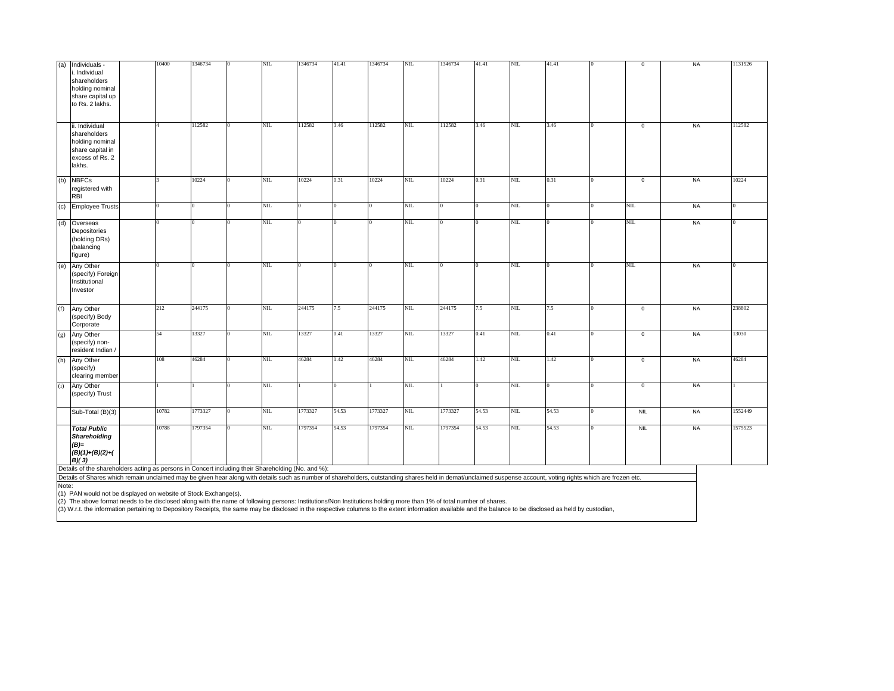| | | | | | | | | | | | | | | | | | | |
|---|---|---|---|---|---|---|---|---|---|---|---|---|---|---|---|---|---|---|
| (a) | Individuals - i. Individual shareholders holding nominal share capital up to Rs. 2 lakhs. | | 10400 | 1346734 | 0 | NIL | 1346734 | 41.41 | 1346734 | NIL | 1346734 | 41.41 | NIL | 41.41 | 0 | 0 | NA | 1131526 |
| | ii. Individual shareholders holding nominal share capital in excess of Rs. 2 lakhs. | | 4 | 112582 | 0 | NIL | 112582 | 3.46 | 112582 | NIL | 112582 | 3.46 | NIL | 3.46 | 0 | 0 | NA | 112582 |
| (b) | NBFCs registered with RBI | | 3 | 10224 | 0 | NIL | 10224 | 0.31 | 10224 | NIL | 10224 | 0.31 | NIL | 0.31 | 0 | 0 | NA | 10224 |
| (c) | Employee Trusts | | 0 | 0 | 0 | NIL | 0 | 0 | 0 | NIL | 0 | 0 | NIL | 0 | 0 | NIL | NA | 0 |
| (d) | Overseas Depositories (holding DRs) (balancing figure) | | 0 | 0 | 0 | NIL | 0 | 0 | 0 | NIL | 0 | 0 | NIL | 0 | 0 | NIL | NA | 0 |
| (e) | Any Other (specify) Foreign Institutional Investor | | 0 | 0 | 0 | NIL | 0 | 0 | 0 | NIL | 0 | 0 | NIL | 0 | 0 | NIL | NA | 0 |
| (f) | Any Other (specify) Body Corporate | | 212 | 244175 | 0 | NIL | 244175 | 7.5 | 244175 | NIL | 244175 | 7.5 | NIL | 7.5 | 0 | 0 | NA | 238802 |
| (g) | Any Other (specify) non-resident Indian / | | 54 | 13327 | 0 | NIL | 13327 | 0.41 | 13327 | NIL | 13327 | 0.41 | NIL | 0.41 | 0 | 0 | NA | 13030 |
| (h) | Any Other (specify) clearing member | | 108 | 46284 | 0 | NIL | 46284 | 1.42 | 46284 | NIL | 46284 | 1.42 | NIL | 1.42 | 0 | 0 | NA | 46284 |
| (i) | Any Other (specify) Trust | | 1 | 1 | 0 | NIL | 1 | 0 | 1 | NIL | 1 | 0 | NIL | 0 | 0 | 0 | NA | 1 |
| | Sub-Total (B)(3) | | 10782 | 1773327 | 0 | NIL | 1773327 | 54.53 | 1773327 | NIL | 1773327 | 54.53 | NIL | 54.53 | 0 | NIL | NA | 1552449 |
| | ***Total Public Shareholding (B)= (B)(1)+(B)(2)+(B)( 3)*** | | 10788 | 1797354 | 0 | NIL | 1797354 | 54.53 | 1797354 | NIL | 1797354 | 54.53 | NIL | 54.53 | 0 | NIL | NA | 1575523 |

Details of the shareholders acting as persons in Concert including their Shareholding (No. and %):

Details of Shares which remain unclaimed may be given hear along with details such as number of shareholders, outstanding shares held in demat/unclaimed suspense account, voting rights which are frozen etc.

Note:

(1) PAN would not be displayed on website of Stock Exchange(s).

(2) The above format needs to be disclosed along with the name of following persons: Institutions/Non Institutions holding more than 1% of total number of shares.

(3) W.r.t. the information pertaining to Depository Receipts, the same may be disclosed in the respective columns to the extent information available and the balance to be disclosed as held by custodian,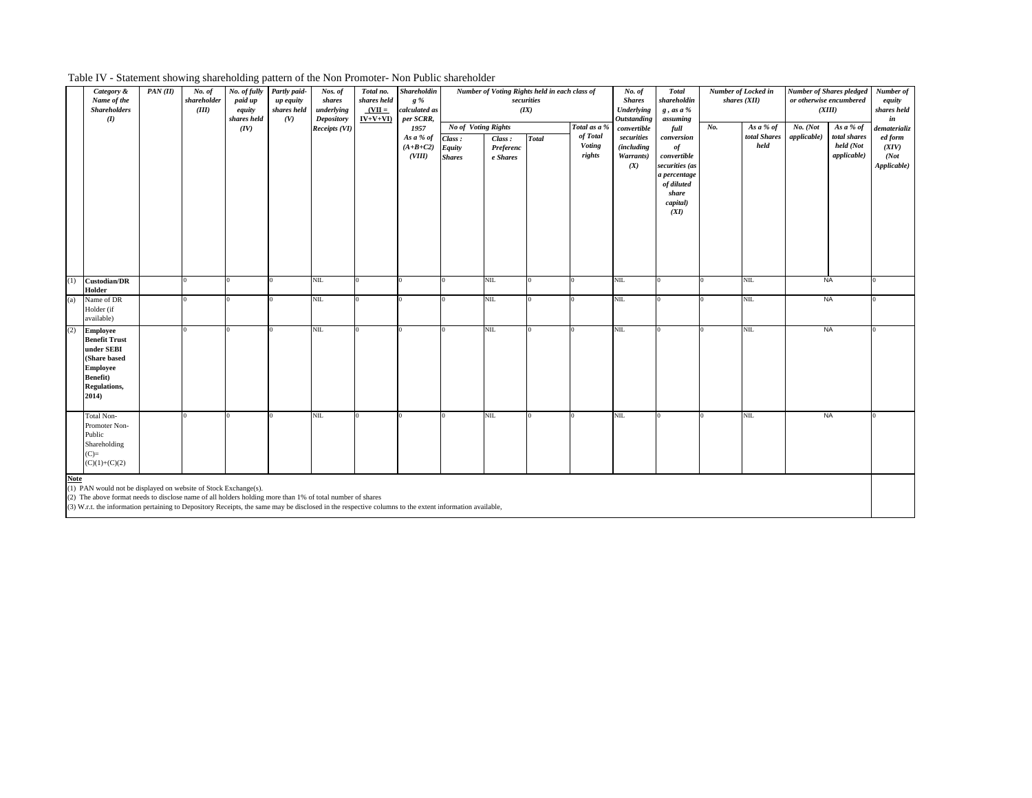Table IV - Statement showing shareholding pattern of the Non Promoter- Non Public shareholder

| | *Category & Name of the Shareholders (I)* | *PAN (II)* | *No. of shareholder (III)* | *No. of fully paid up equity shares held (IV)* | *Partly paid-up equity shares held (V)* | *Nos. of shares underlying Depository Receipts (VI)* | *Total no. shares held (VII = IV+V+VI)* | *Shareholding % calculated as per SCRR, 1957 As a % of (A+B+C2) (VIII)* | *Number of Voting Rights held in each class of securities (IX)* | | | | *No. of Shares Underlying Outstanding convertible securities (including Warrants) (X)* | *Total shareholding, as a % assuming full conversion of convertible securities (as a percentage of diluted share capital) (XI)* | *Number of Locked in shares (XII)* | | *Number of Shares pledged or otherwise encumbered (XIII)* | | *Number of equity shares held in dematerialized form (XIV) (Not Applicable)* |
|---|---|---|---|---|---|---|---|---|---|---|---|---|---|---|---|---|---|---|---|
| | | | | | | | | | *No of Voting Rights* | | | *Total as a % of Total Voting rights* | | | *No.* | *As a % of total Shares held* | *No. (Not applicable)* | *As a % of total shares held (Not applicable)* | |
| | | | | | | | | | *Class : Equity Shares* | *Class : Preference Shares* | *Total* | | | | | | | | |
| (1) | **Custodian/DR Holder** | | 0 | 0 | 0 | NIL | 0 | 0 | 0 | NIL | 0 | 0 | NIL | 0 | 0 | NIL | NA | | 0 |
| (a) | Name of DR Holder (if available) | | 0 | 0 | 0 | NIL | 0 | 0 | 0 | NIL | 0 | 0 | NIL | 0 | 0 | NIL | NA | | 0 |
| (2) | **Employee Benefit Trust under SEBI (Share based Employee Benefit) Regulations, 2014)** | | 0 | 0 | 0 | NIL | 0 | 0 | 0 | NIL | 0 | 0 | NIL | 0 | 0 | NIL | NA | | 0 |
| | Total Non-Promoter Non-Public Shareholding (C)= (C)(1)+(C)(2) | | 0 | 0 | 0 | NIL | 0 | 0 | 0 | NIL | 0 | 0 | NIL | 0 | 0 | NIL | NA | | 0 |

**Note**

(1) PAN would not be displayed on website of Stock Exchange(s).

(2) The above format needs to disclose name of all holders holding more than 1% of total number of shares

(3) W.r.t. the information pertaining to Depository Receipts, the same may be disclosed in the respective columns to the extent information available,